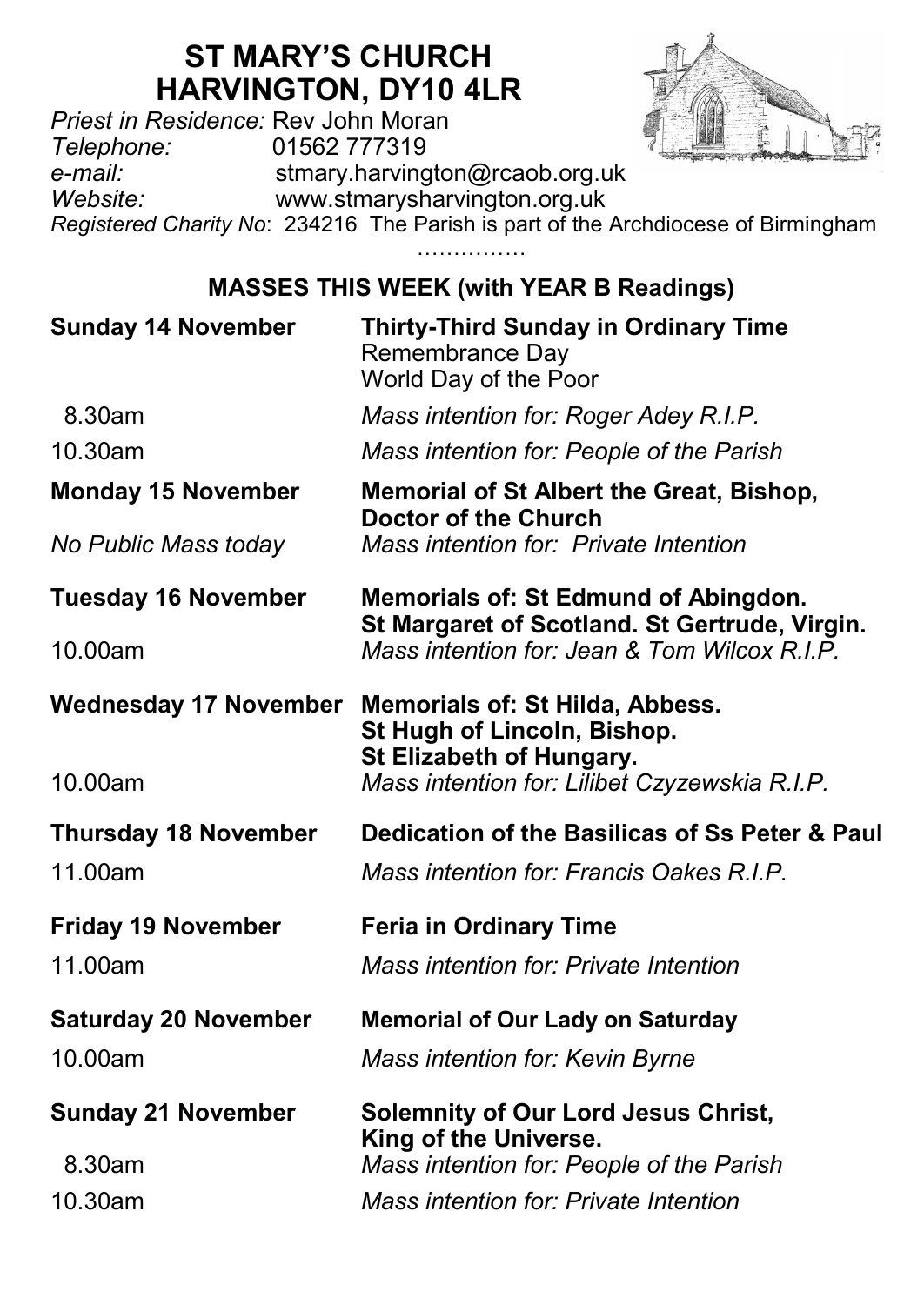# ST MARY'S CHURCH
# HARVINGTON, DY10 4LR

*Priest in Residence:* Rev John Moran
*Telephone:* 01562 777319
*e-mail:* stmary.harvington@rcaob.org.uk
*Website:* www.stmarysharvington.org.uk
*Registered Charity No*: 234216 The Parish is part of the Archdiocese of Birmingham

……………

## MASSES THIS WEEK (with YEAR B Readings)

**Sunday 14 November** — **Thirty-Third Sunday in Ordinary Time**
Remembrance Day
World Day of the Poor

8.30am — *Mass intention for: Roger Adey R.I.P.*

10.30am — *Mass intention for: People of the Parish*

**Monday 15 November** — **Memorial of St Albert the Great, Bishop, Doctor of the Church**

*No Public Mass today* — *Mass intention for: Private Intention*

**Tuesday 16 November** — **Memorials of: St Edmund of Abingdon. St Margaret of Scotland. St Gertrude, Virgin.**

10.00am — *Mass intention for: Jean & Tom Wilcox R.I.P.*

**Wednesday 17 November** — **Memorials of: St Hilda, Abbess. St Hugh of Lincoln, Bishop. St Elizabeth of Hungary.**

10.00am — *Mass intention for: Lilibet Czyzewskia R.I.P.*

**Thursday 18 November** — **Dedication of the Basilicas of Ss Peter & Paul**

11.00am — *Mass intention for: Francis Oakes R.I.P.*

**Friday 19 November** — **Feria in Ordinary Time**

11.00am — *Mass intention for: Private Intention*

**Saturday 20 November** — **Memorial of Our Lady on Saturday**

10.00am — *Mass intention for: Kevin Byrne*

**Sunday 21 November** — **Solemnity of Our Lord Jesus Christ, King of the Universe.**

8.30am — *Mass intention for: People of the Parish*

10.30am — *Mass intention for: Private Intention*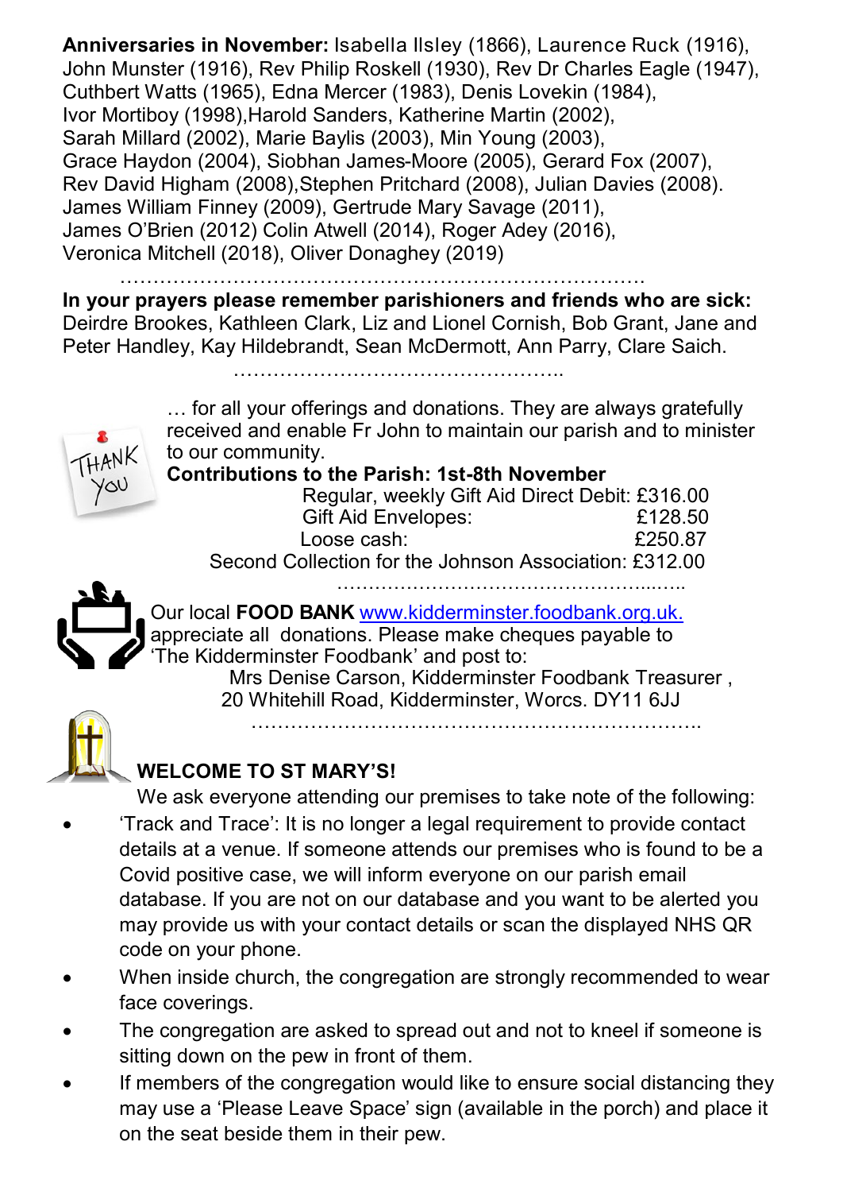**Anniversaries in November:** Isabella Ilsley (1866), Laurence Ruck (1916), John Munster (1916), Rev Philip Roskell (1930), Rev Dr Charles Eagle (1947), Cuthbert Watts (1965), Edna Mercer (1983), Denis Lovekin (1984), Ivor Mortiboy (1998),Harold Sanders, Katherine Martin (2002), Sarah Millard (2002), Marie Baylis (2003), Min Young (2003), Grace Haydon (2004), Siobhan James-Moore (2005), Gerard Fox (2007), Rev David Higham (2008),Stephen Pritchard (2008), Julian Davies (2008). James William Finney (2009), Gertrude Mary Savage (2011), James O'Brien (2012) Colin Atwell (2014), Roger Adey (2016), Veronica Mitchell (2018), Oliver Donaghey (2019)

…………………………………………………………………….

**In your prayers please remember parishioners and friends who are sick:** Deirdre Brookes, Kathleen Clark, Liz and Lionel Cornish, Bob Grant, Jane and Peter Handley, Kay Hildebrandt, Sean McDermott, Ann Parry, Clare Saich.

……………………………………………..

THANK YOU … for all your offerings and donations. They are always gratefully received and enable Fr John to maintain our parish and to minister to our community.

**Contributions to the Parish: 1st-8th November**

| | |
|---|---|
| Regular, weekly Gift Aid Direct Debit: | £316.00 |
| Gift Aid Envelopes: | £128.50 |
| Loose cash: | £250.87 |
| Second Collection for the Johnson Association: | £312.00 |

……………………………………………..…..

Our local **FOOD BANK** www.kidderminster.foodbank.org.uk. appreciate all donations. Please make cheques payable to 'The Kidderminster Foodbank' and post to:

Mrs Denise Carson, Kidderminster Foodbank Treasurer ,
20 Whitehill Road, Kidderminster, Worcs. DY11 6JJ

……………………………………………………………..

**WELCOME TO ST MARY'S!**

We ask everyone attending our premises to take note of the following:

- 'Track and Trace': It is no longer a legal requirement to provide contact details at a venue. If someone attends our premises who is found to be a Covid positive case, we will inform everyone on our parish email database. If you are not on our database and you want to be alerted you may provide us with your contact details or scan the displayed NHS QR code on your phone.
- When inside church, the congregation are strongly recommended to wear face coverings.
- The congregation are asked to spread out and not to kneel if someone is sitting down on the pew in front of them.
- If members of the congregation would like to ensure social distancing they may use a 'Please Leave Space' sign (available in the porch) and place it on the seat beside them in their pew.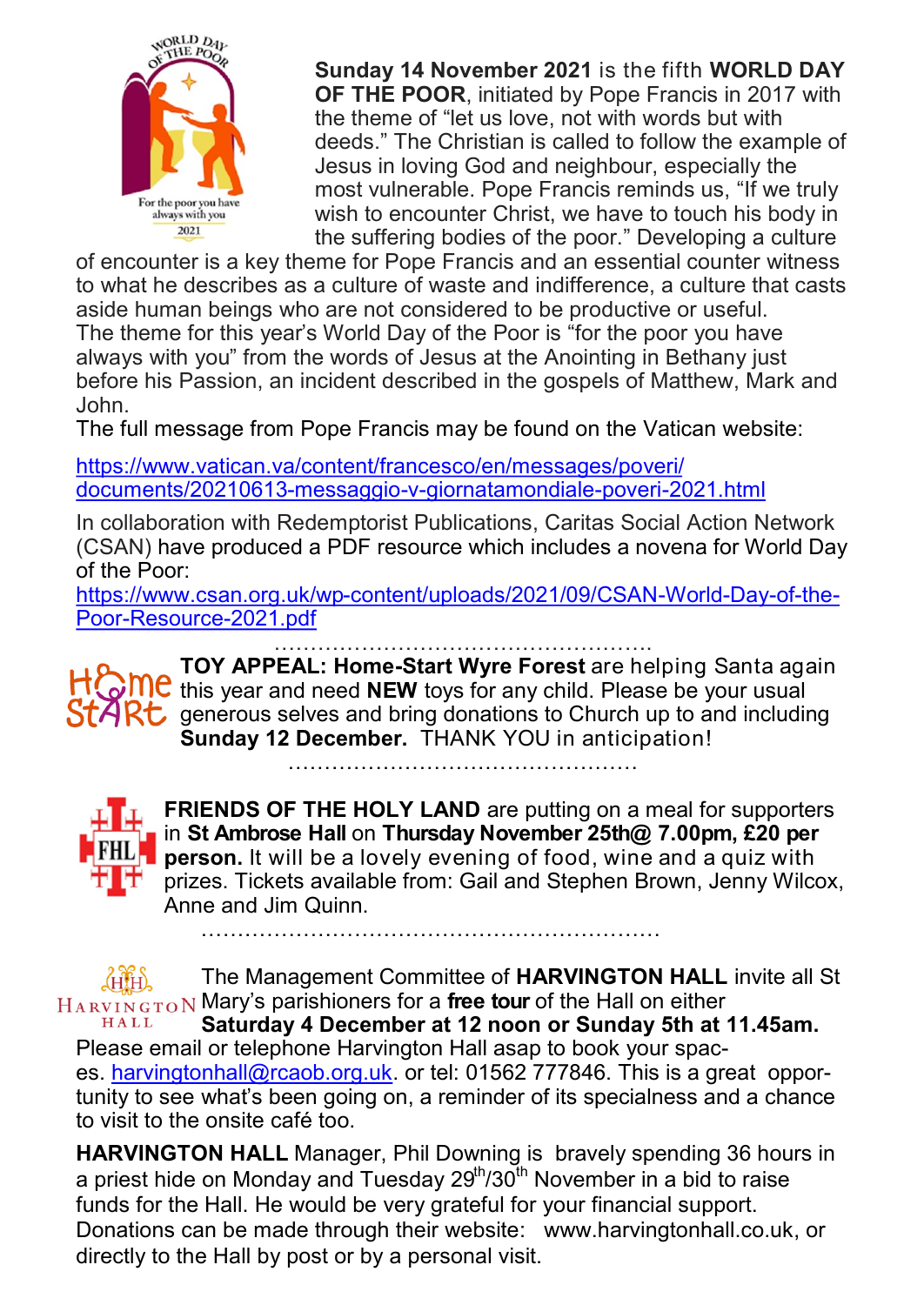**Sunday 14 November 2021** is the fifth **WORLD DAY OF THE POOR**, initiated by Pope Francis in 2017 with the theme of "let us love, not with words but with deeds." The Christian is called to follow the example of Jesus in loving God and neighbour, especially the most vulnerable. Pope Francis reminds us, "If we truly wish to encounter Christ, we have to touch his body in the suffering bodies of the poor." Developing a culture of encounter is a key theme for Pope Francis and an essential counter witness to what he describes as a culture of waste and indifference, a culture that casts aside human beings who are not considered to be productive or useful.
The theme for this year's World Day of the Poor is "for the poor you have always with you" from the words of Jesus at the Anointing in Bethany just before his Passion, an incident described in the gospels of Matthew, Mark and John.
The full message from Pope Francis may be found on the Vatican website:

https://www.vatican.va/content/francesco/en/messages/poveri/documents/20210613-messaggio-v-giornatamondiale-poveri-2021.html

In collaboration with Redemptorist Publications, Caritas Social Action Network (CSAN) have produced a PDF resource which includes a novena for World Day of the Poor:
https://www.csan.org.uk/wp-content/uploads/2021/09/CSAN-World-Day-of-the-Poor-Resource-2021.pdf

……………………………………………

**TOY APPEAL: Home-Start Wyre Forest** are helping Santa again this year and need **NEW** toys for any child. Please be your usual generous selves and bring donations to Church up to and including **Sunday 12 December.** THANK YOU in anticipation!

……………………………………………

**FRIENDS OF THE HOLY LAND** are putting on a meal for supporters in **St Ambrose Hall** on **Thursday November 25th@ 7.00pm, £20 per person.** It will be a lovely evening of food, wine and a quiz with prizes. Tickets available from: Gail and Stephen Brown, Jenny Wilcox, Anne and Jim Quinn.

……………………………………………………

The Management Committee of **HARVINGTON HALL** invite all St Mary's parishioners for a **free tour** of the Hall on either **Saturday 4 December at 12 noon or Sunday 5th at 11.45am.** Please email or telephone Harvington Hall asap to book your spaces. harvingtonhall@rcaob.org.uk. or tel: 01562 777846. This is a great opportunity to see what's been going on, a reminder of its specialness and a chance to visit to the onsite café too.

**HARVINGTON HALL** Manager, Phil Downing is bravely spending 36 hours in a priest hide on Monday and Tuesday 29th/30th November in a bid to raise funds for the Hall. He would be very grateful for your financial support. Donations can be made through their website: www.harvingtonhall.co.uk, or directly to the Hall by post or by a personal visit.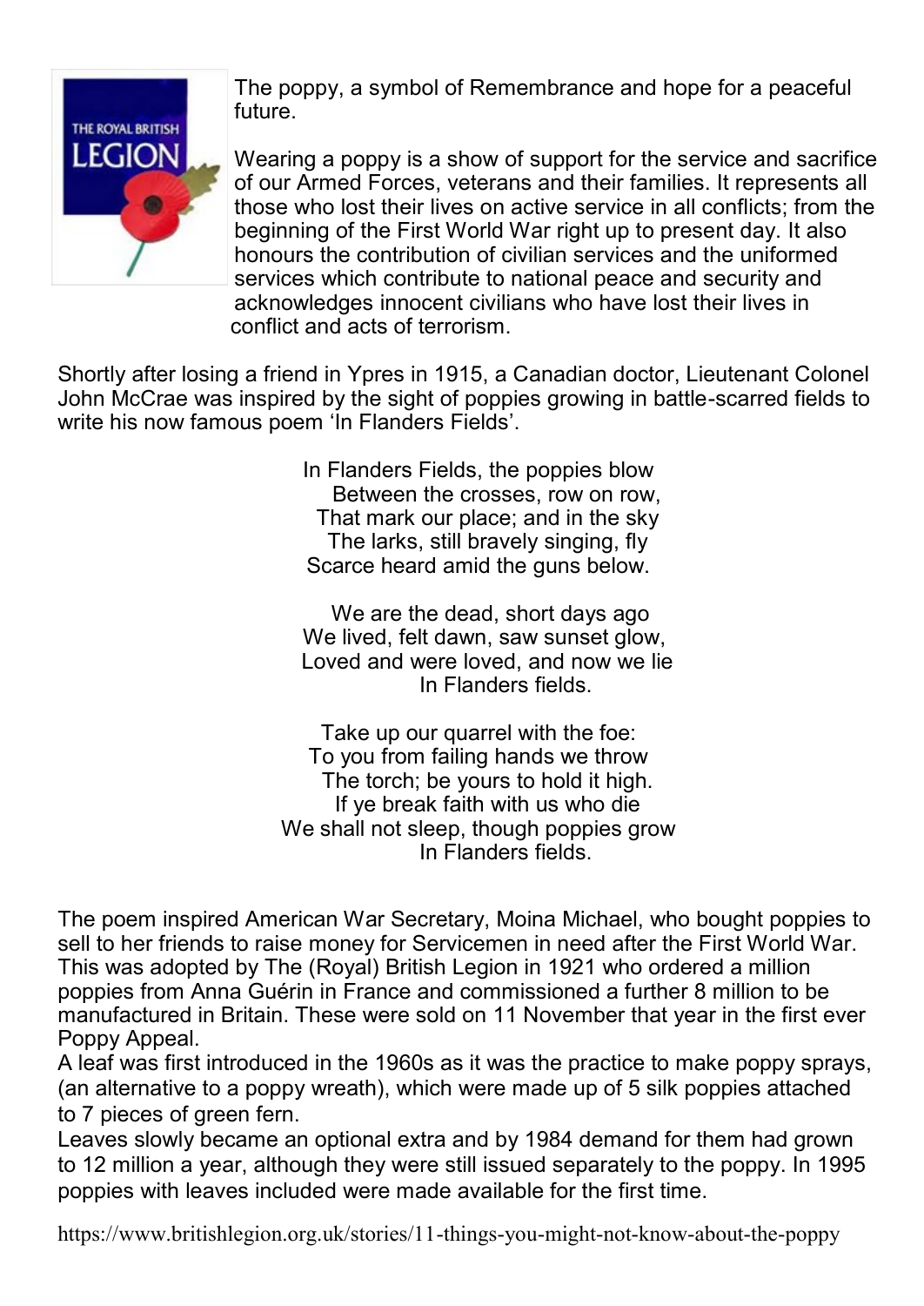The poppy, a symbol of Remembrance and hope for a peaceful future.

Wearing a poppy is a show of support for the service and sacrifice of our Armed Forces, veterans and their families. It represents all those who lost their lives on active service in all conflicts; from the beginning of the First World War right up to present day. It also honours the contribution of civilian services and the uniformed services which contribute to national peace and security and acknowledges innocent civilians who have lost their lives in conflict and acts of terrorism.

Shortly after losing a friend in Ypres in 1915, a Canadian doctor, Lieutenant Colonel John McCrae was inspired by the sight of poppies growing in battle-scarred fields to write his now famous poem 'In Flanders Fields'.

In Flanders Fields, the poppies blow  
Between the crosses, row on row,  
That mark our place; and in the sky  
The larks, still bravely singing, fly  
Scarce heard amid the guns below.

We are the dead, short days ago  
We lived, felt dawn, saw sunset glow,  
Loved and were loved, and now we lie  
In Flanders fields.

Take up our quarrel with the foe:  
To you from failing hands we throw  
The torch; be yours to hold it high.  
If ye break faith with us who die  
We shall not sleep, though poppies grow  
In Flanders fields.

The poem inspired American War Secretary, Moina Michael, who bought poppies to sell to her friends to raise money for Servicemen in need after the First World War. This was adopted by The (Royal) British Legion in 1921 who ordered a million poppies from Anna Guérin in France and commissioned a further 8 million to be manufactured in Britain. These were sold on 11 November that year in the first ever Poppy Appeal.

A leaf was first introduced in the 1960s as it was the practice to make poppy sprays, (an alternative to a poppy wreath), which were made up of 5 silk poppies attached to 7 pieces of green fern.

Leaves slowly became an optional extra and by 1984 demand for them had grown to 12 million a year, although they were still issued separately to the poppy. In 1995 poppies with leaves included were made available for the first time.

https://www.britishlegion.org.uk/stories/11-things-you-might-not-know-about-the-poppy